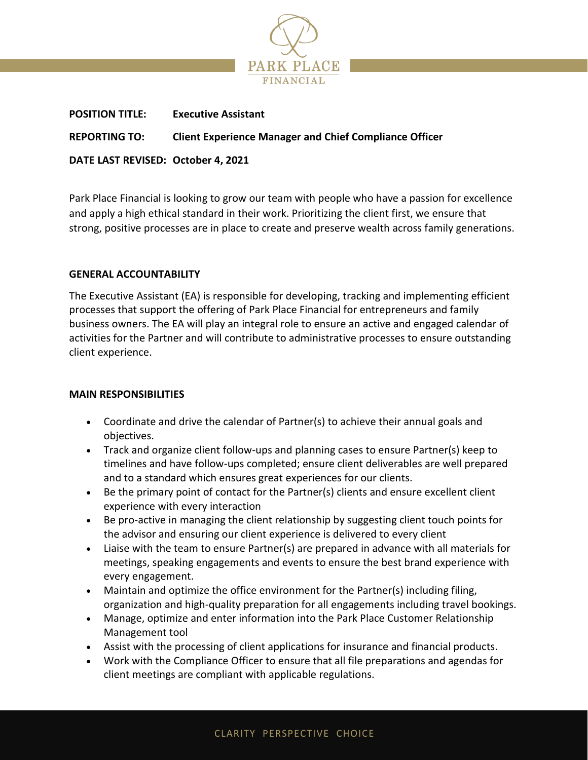PARK PLACE FINANCIAL

**POSITION TITLE:** **Executive Assistant**

**REPORTING TO:** **Client Experience Manager and Chief Compliance Officer**

**DATE LAST REVISED:** **October 4, 2021**

Park Place Financial is looking to grow our team with people who have a passion for excellence and apply a high ethical standard in their work. Prioritizing the client first, we ensure that strong, positive processes are in place to create and preserve wealth across family generations.

## GENERAL ACCOUNTABILITY

The Executive Assistant (EA) is responsible for developing, tracking and implementing efficient processes that support the offering of Park Place Financial for entrepreneurs and family business owners. The EA will play an integral role to ensure an active and engaged calendar of activities for the Partner and will contribute to administrative processes to ensure outstanding client experience.

## MAIN RESPONSIBILITIES

- Coordinate and drive the calendar of Partner(s) to achieve their annual goals and objectives.
- Track and organize client follow-ups and planning cases to ensure Partner(s) keep to timelines and have follow-ups completed; ensure client deliverables are well prepared and to a standard which ensures great experiences for our clients.
- Be the primary point of contact for the Partner(s) clients and ensure excellent client experience with every interaction
- Be pro-active in managing the client relationship by suggesting client touch points for the advisor and ensuring our client experience is delivered to every client
- Liaise with the team to ensure Partner(s) are prepared in advance with all materials for meetings, speaking engagements and events to ensure the best brand experience with every engagement.
- Maintain and optimize the office environment for the Partner(s) including filing, organization and high-quality preparation for all engagements including travel bookings.
- Manage, optimize and enter information into the Park Place Customer Relationship Management tool
- Assist with the processing of client applications for insurance and financial products.
- Work with the Compliance Officer to ensure that all file preparations and agendas for client meetings are compliant with applicable regulations.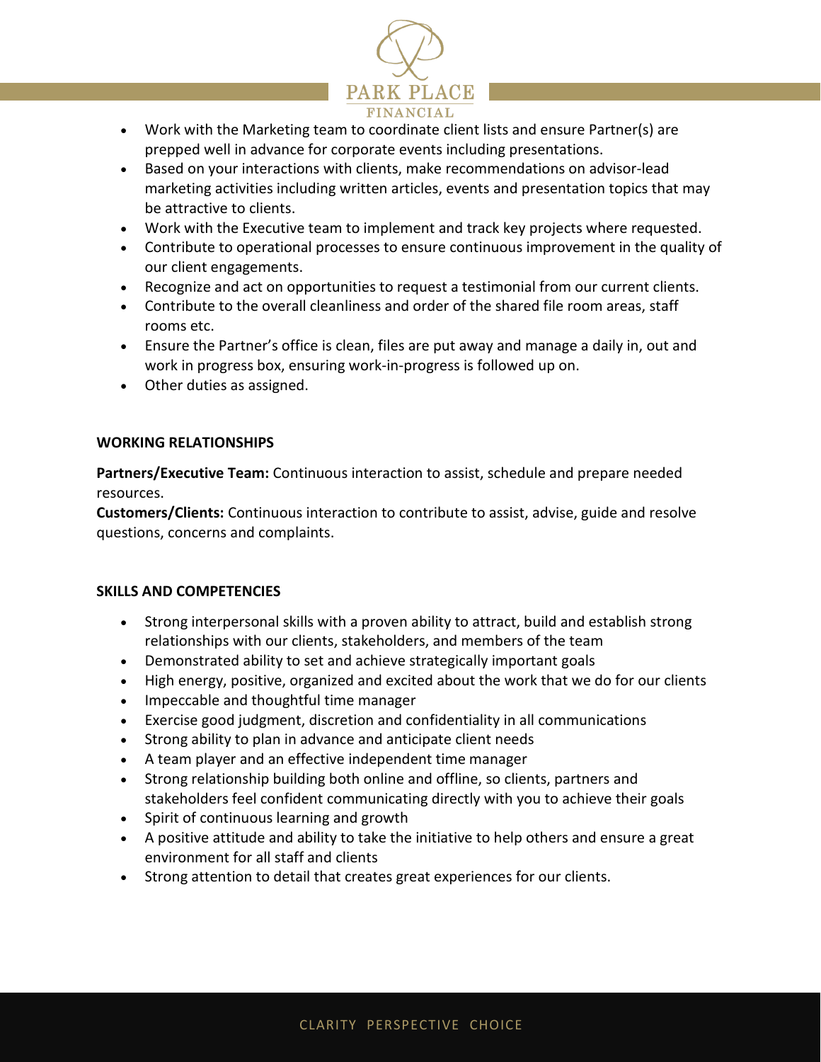- Work with the Marketing team to coordinate client lists and ensure Partner(s) are prepped well in advance for corporate events including presentations.
- Based on your interactions with clients, make recommendations on advisor-lead marketing activities including written articles, events and presentation topics that may be attractive to clients.
- Work with the Executive team to implement and track key projects where requested.
- Contribute to operational processes to ensure continuous improvement in the quality of our client engagements.
- Recognize and act on opportunities to request a testimonial from our current clients.
- Contribute to the overall cleanliness and order of the shared file room areas, staff rooms etc.
- Ensure the Partner's office is clean, files are put away and manage a daily in, out and work in progress box, ensuring work-in-progress is followed up on.
- Other duties as assigned.

**WORKING RELATIONSHIPS**

**Partners/Executive Team:** Continuous interaction to assist, schedule and prepare needed resources.
**Customers/Clients:** Continuous interaction to contribute to assist, advise, guide and resolve questions, concerns and complaints.

**SKILLS AND COMPETENCIES**

- Strong interpersonal skills with a proven ability to attract, build and establish strong relationships with our clients, stakeholders, and members of the team
- Demonstrated ability to set and achieve strategically important goals
- High energy, positive, organized and excited about the work that we do for our clients
- Impeccable and thoughtful time manager
- Exercise good judgment, discretion and confidentiality in all communications
- Strong ability to plan in advance and anticipate client needs
- A team player and an effective independent time manager
- Strong relationship building both online and offline, so clients, partners and stakeholders feel confident communicating directly with you to achieve their goals
- Spirit of continuous learning and growth
- A positive attitude and ability to take the initiative to help others and ensure a great environment for all staff and clients
- Strong attention to detail that creates great experiences for our clients.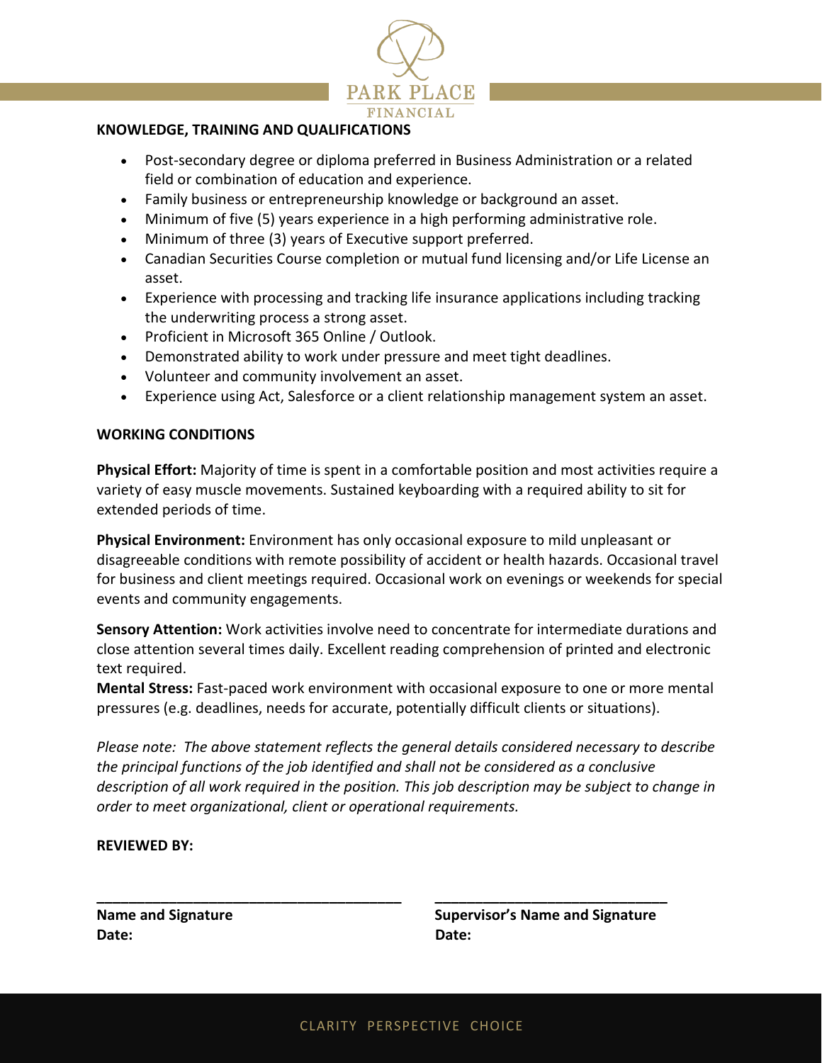**KNOWLEDGE, TRAINING AND QUALIFICATIONS**

- Post-secondary degree or diploma preferred in Business Administration or a related field or combination of education and experience.
- Family business or entrepreneurship knowledge or background an asset.
- Minimum of five (5) years experience in a high performing administrative role.
- Minimum of three (3) years of Executive support preferred.
- Canadian Securities Course completion or mutual fund licensing and/or Life License an asset.
- Experience with processing and tracking life insurance applications including tracking the underwriting process a strong asset.
- Proficient in Microsoft 365 Online / Outlook.
- Demonstrated ability to work under pressure and meet tight deadlines.
- Volunteer and community involvement an asset.
- Experience using Act, Salesforce or a client relationship management system an asset.

**WORKING CONDITIONS**

**Physical Effort:** Majority of time is spent in a comfortable position and most activities require a variety of easy muscle movements. Sustained keyboarding with a required ability to sit for extended periods of time.

**Physical Environment:** Environment has only occasional exposure to mild unpleasant or disagreeable conditions with remote possibility of accident or health hazards. Occasional travel for business and client meetings required. Occasional work on evenings or weekends for special events and community engagements.

**Sensory Attention:** Work activities involve need to concentrate for intermediate durations and close attention several times daily. Excellent reading comprehension of printed and electronic text required.

**Mental Stress:** Fast-paced work environment with occasional exposure to one or more mental pressures (e.g. deadlines, needs for accurate, potentially difficult clients or situations).

*Please note: The above statement reflects the general details considered necessary to describe the principal functions of the job identified and shall not be considered as a conclusive description of all work required in the position. This job description may be subject to change in order to meet organizational, client or operational requirements.*

**REVIEWED BY:**

| | |
|---|---|
| ______________________________ | ______________________________ |
| **Name and Signature** | **Supervisor's Name and Signature** |
| **Date:** | **Date:** |